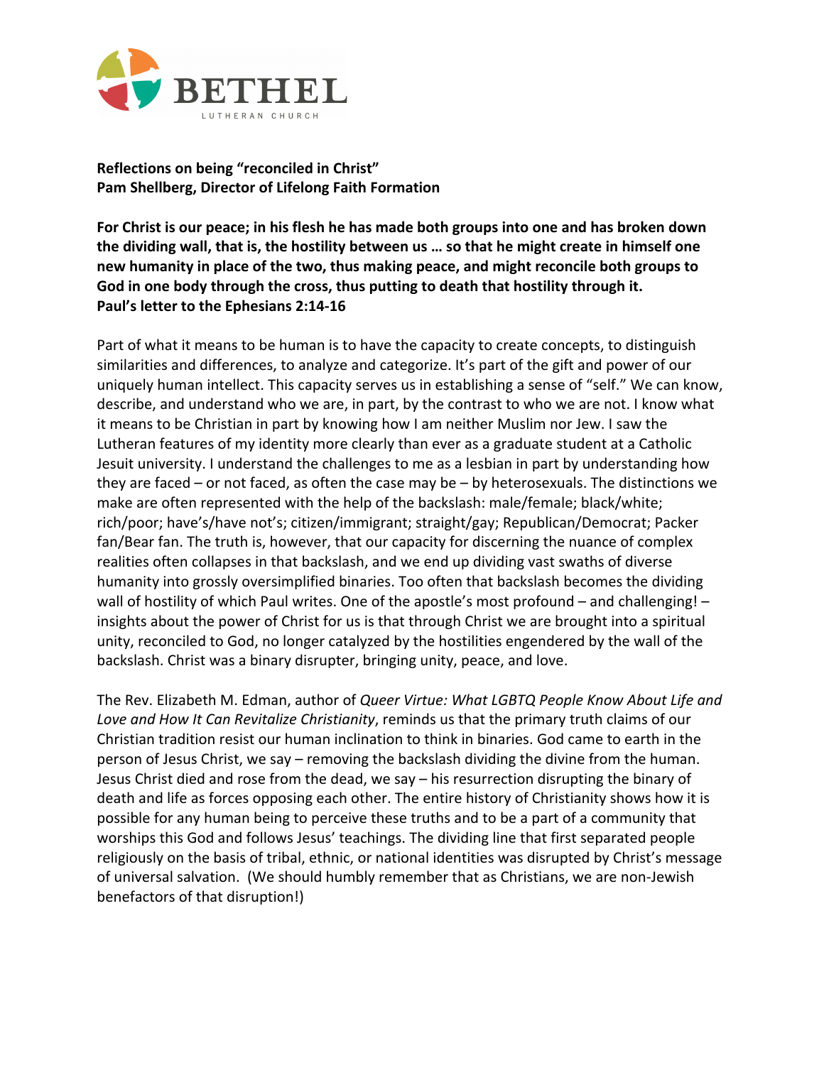BETHEL
LUTHERAN CHURCH

**Reflections on being "reconciled in Christ"**
**Pam Shellberg, Director of Lifelong Faith Formation**

**For Christ is our peace; in his flesh he has made both groups into one and has broken down the dividing wall, that is, the hostility between us … so that he might create in himself one new humanity in place of the two, thus making peace, and might reconcile both groups to God in one body through the cross, thus putting to death that hostility through it.**
**Paul's letter to the Ephesians 2:14-16**

Part of what it means to be human is to have the capacity to create concepts, to distinguish similarities and differences, to analyze and categorize. It's part of the gift and power of our uniquely human intellect. This capacity serves us in establishing a sense of "self." We can know, describe, and understand who we are, in part, by the contrast to who we are not. I know what it means to be Christian in part by knowing how I am neither Muslim nor Jew. I saw the Lutheran features of my identity more clearly than ever as a graduate student at a Catholic Jesuit university. I understand the challenges to me as a lesbian in part by understanding how they are faced – or not faced, as often the case may be – by heterosexuals. The distinctions we make are often represented with the help of the backslash: male/female; black/white; rich/poor; have's/have not's; citizen/immigrant; straight/gay; Republican/Democrat; Packer fan/Bear fan. The truth is, however, that our capacity for discerning the nuance of complex realities often collapses in that backslash, and we end up dividing vast swaths of diverse humanity into grossly oversimplified binaries. Too often that backslash becomes the dividing wall of hostility of which Paul writes. One of the apostle's most profound – and challenging! – insights about the power of Christ for us is that through Christ we are brought into a spiritual unity, reconciled to God, no longer catalyzed by the hostilities engendered by the wall of the backslash. Christ was a binary disrupter, bringing unity, peace, and love.

The Rev. Elizabeth M. Edman, author of *Queer Virtue: What LGBTQ People Know About Life and Love and How It Can Revitalize Christianity*, reminds us that the primary truth claims of our Christian tradition resist our human inclination to think in binaries. God came to earth in the person of Jesus Christ, we say – removing the backslash dividing the divine from the human. Jesus Christ died and rose from the dead, we say – his resurrection disrupting the binary of death and life as forces opposing each other. The entire history of Christianity shows how it is possible for any human being to perceive these truths and to be a part of a community that worships this God and follows Jesus' teachings. The dividing line that first separated people religiously on the basis of tribal, ethnic, or national identities was disrupted by Christ's message of universal salvation. (We should humbly remember that as Christians, we are non-Jewish benefactors of that disruption!)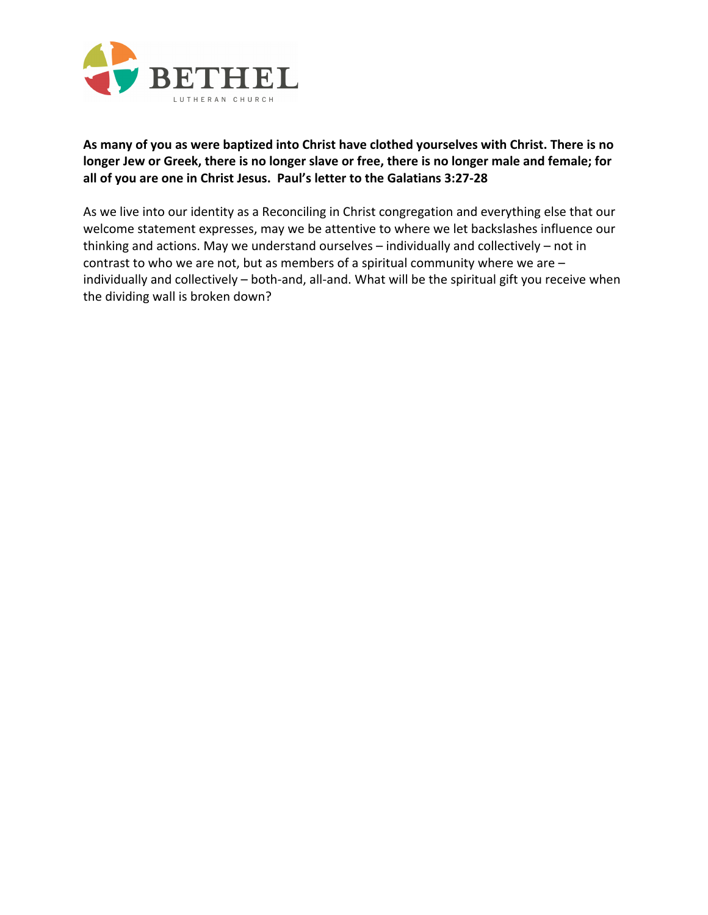BETHEL

LUTHERAN CHURCH

**As many of you as were baptized into Christ have clothed yourselves with Christ. There is no longer Jew or Greek, there is no longer slave or free, there is no longer male and female; for all of you are one in Christ Jesus. Paul's letter to the Galatians 3:27-28**

As we live into our identity as a Reconciling in Christ congregation and everything else that our welcome statement expresses, may we be attentive to where we let backslashes influence our thinking and actions. May we understand ourselves – individually and collectively – not in contrast to who we are not, but as members of a spiritual community where we are – individually and collectively – both-and, all-and. What will be the spiritual gift you receive when the dividing wall is broken down?